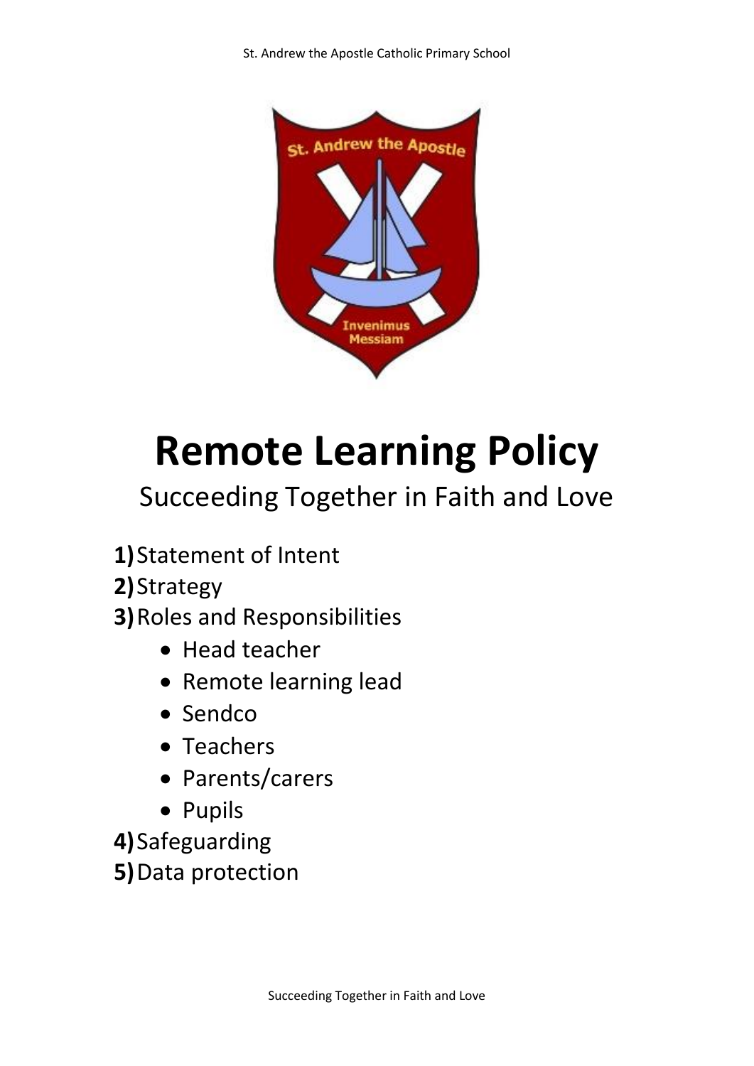# Remote Learning Policy

Succeeding Together in Faith and Love

1) Statement of Intent
2) Strategy
3) Roles and Responsibilities
   - Head teacher
   - Remote learning lead
   - Sendco
   - Teachers
   - Parents/carers
   - Pupils
4) Safeguarding
5) Data protection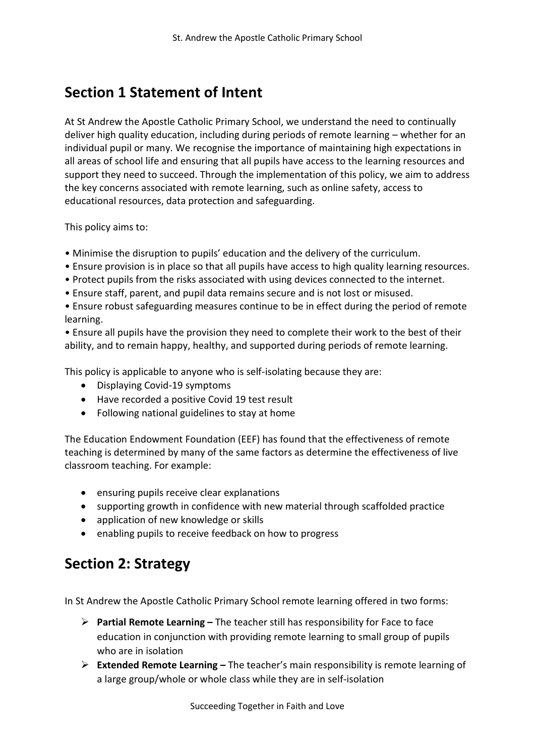## Section 1 Statement of Intent

At St Andrew the Apostle Catholic Primary School, we understand the need to continually deliver high quality education, including during periods of remote learning – whether for an individual pupil or many. We recognise the importance of maintaining high expectations in all areas of school life and ensuring that all pupils have access to the learning resources and support they need to succeed. Through the implementation of this policy, we aim to address the key concerns associated with remote learning, such as online safety, access to educational resources, data protection and safeguarding.

This policy aims to:

- Minimise the disruption to pupils' education and the delivery of the curriculum.
- Ensure provision is in place so that all pupils have access to high quality learning resources.
- Protect pupils from the risks associated with using devices connected to the internet.
- Ensure staff, parent, and pupil data remains secure and is not lost or misused.
- Ensure robust safeguarding measures continue to be in effect during the period of remote learning.
- Ensure all pupils have the provision they need to complete their work to the best of their ability, and to remain happy, healthy, and supported during periods of remote learning.

This policy is applicable to anyone who is self-isolating because they are:

- Displaying Covid-19 symptoms
- Have recorded a positive Covid 19 test result
- Following national guidelines to stay at home

The Education Endowment Foundation (EEF) has found that the effectiveness of remote teaching is determined by many of the same factors as determine the effectiveness of live classroom teaching. For example:

- ensuring pupils receive clear explanations
- supporting growth in confidence with new material through scaffolded practice
- application of new knowledge or skills
- enabling pupils to receive feedback on how to progress

## Section 2: Strategy

In St Andrew the Apostle Catholic Primary School remote learning offered in two forms:

- **Partial Remote Learning –** The teacher still has responsibility for Face to face education in conjunction with providing remote learning to small group of pupils who are in isolation
- **Extended Remote Learning –** The teacher's main responsibility is remote learning of a large group/whole or whole class while they are in self-isolation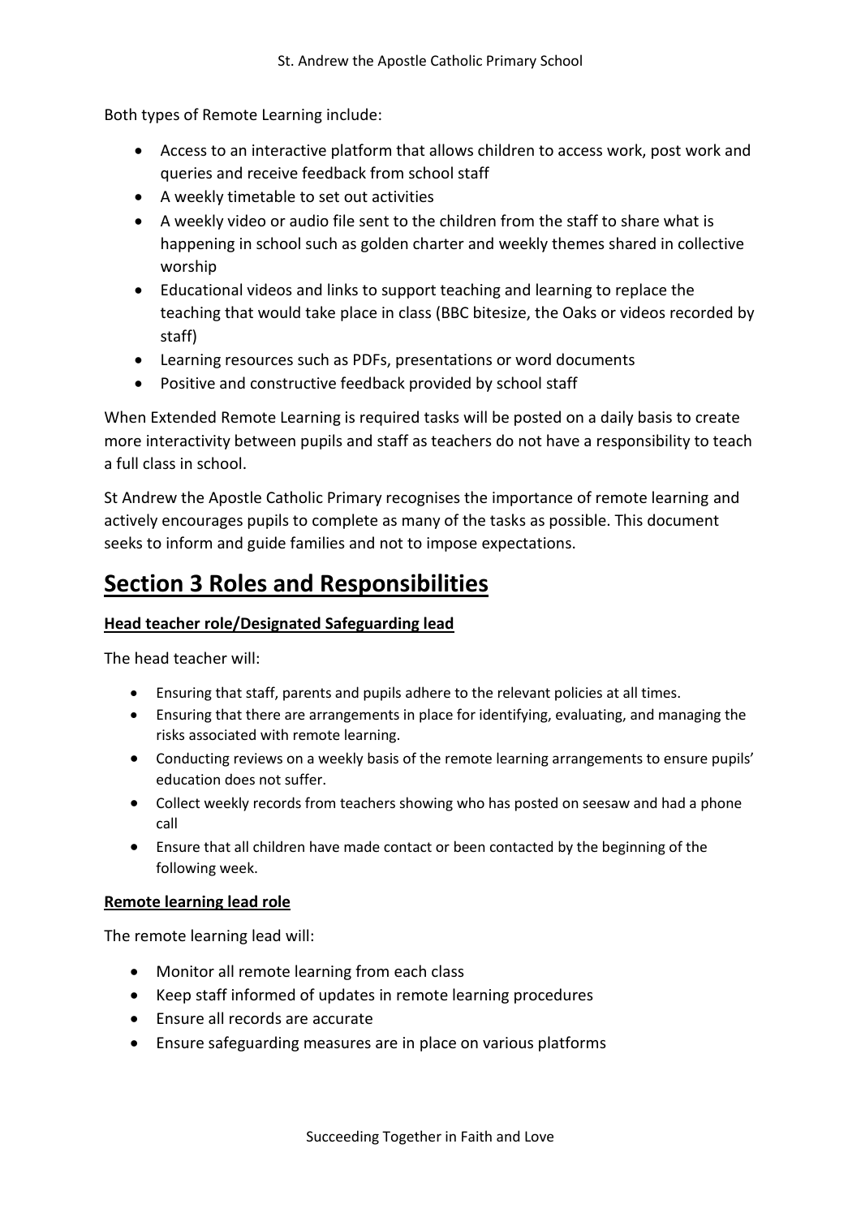Both types of Remote Learning include:

- Access to an interactive platform that allows children to access work, post work and queries and receive feedback from school staff
- A weekly timetable to set out activities
- A weekly video or audio file sent to the children from the staff to share what is happening in school such as golden charter and weekly themes shared in collective worship
- Educational videos and links to support teaching and learning to replace the teaching that would take place in class (BBC bitesize, the Oaks or videos recorded by staff)
- Learning resources such as PDFs, presentations or word documents
- Positive and constructive feedback provided by school staff

When Extended Remote Learning is required tasks will be posted on a daily basis to create more interactivity between pupils and staff as teachers do not have a responsibility to teach a full class in school.

St Andrew the Apostle Catholic Primary recognises the importance of remote learning and actively encourages pupils to complete as many of the tasks as possible. This document seeks to inform and guide families and not to impose expectations.

# Section 3 Roles and Responsibilities

**Head teacher role/Designated Safeguarding lead**

The head teacher will:

- Ensuring that staff, parents and pupils adhere to the relevant policies at all times.
- Ensuring that there are arrangements in place for identifying, evaluating, and managing the risks associated with remote learning.
- Conducting reviews on a weekly basis of the remote learning arrangements to ensure pupils' education does not suffer.
- Collect weekly records from teachers showing who has posted on seesaw and had a phone call
- Ensure that all children have made contact or been contacted by the beginning of the following week.

**Remote learning lead role**

The remote learning lead will:

- Monitor all remote learning from each class
- Keep staff informed of updates in remote learning procedures
- Ensure all records are accurate
- Ensure safeguarding measures are in place on various platforms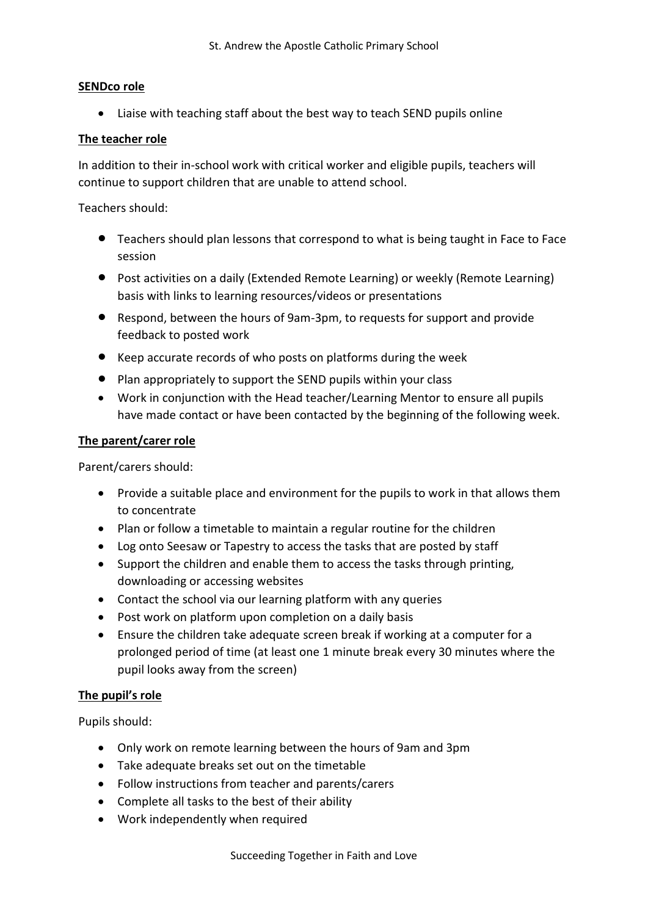**SENDco role**

- Liaise with teaching staff about the best way to teach SEND pupils online

**The teacher role**

In addition to their in-school work with critical worker and eligible pupils, teachers will continue to support children that are unable to attend school.

Teachers should:

- Teachers should plan lessons that correspond to what is being taught in Face to Face session
- Post activities on a daily (Extended Remote Learning) or weekly (Remote Learning) basis with links to learning resources/videos or presentations
- Respond, between the hours of 9am-3pm, to requests for support and provide feedback to posted work
- Keep accurate records of who posts on platforms during the week
- Plan appropriately to support the SEND pupils within your class
- Work in conjunction with the Head teacher/Learning Mentor to ensure all pupils have made contact or have been contacted by the beginning of the following week.

**The parent/carer role**

Parent/carers should:

- Provide a suitable place and environment for the pupils to work in that allows them to concentrate
- Plan or follow a timetable to maintain a regular routine for the children
- Log onto Seesaw or Tapestry to access the tasks that are posted by staff
- Support the children and enable them to access the tasks through printing, downloading or accessing websites
- Contact the school via our learning platform with any queries
- Post work on platform upon completion on a daily basis
- Ensure the children take adequate screen break if working at a computer for a prolonged period of time (at least one 1 minute break every 30 minutes where the pupil looks away from the screen)

**The pupil's role**

Pupils should:

- Only work on remote learning between the hours of 9am and 3pm
- Take adequate breaks set out on the timetable
- Follow instructions from teacher and parents/carers
- Complete all tasks to the best of their ability
- Work independently when required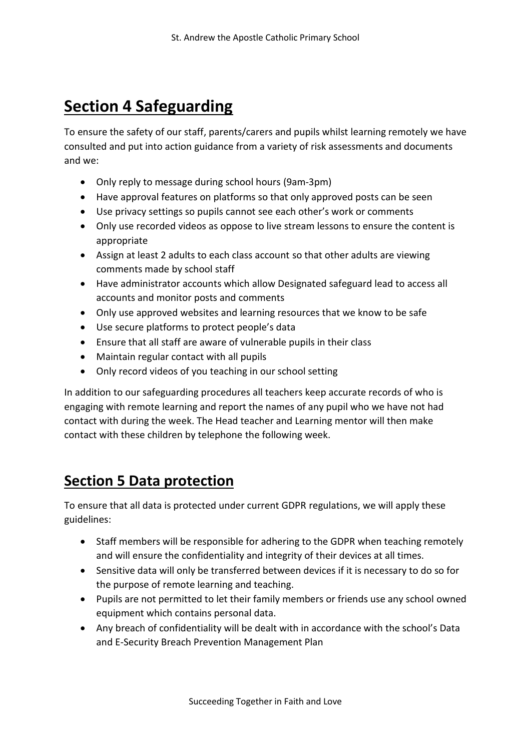# Section 4 Safeguarding

To ensure the safety of our staff, parents/carers and pupils whilst learning remotely we have consulted and put into action guidance from a variety of risk assessments and documents and we:

- Only reply to message during school hours (9am-3pm)
- Have approval features on platforms so that only approved posts can be seen
- Use privacy settings so pupils cannot see each other's work or comments
- Only use recorded videos as oppose to live stream lessons to ensure the content is appropriate
- Assign at least 2 adults to each class account so that other adults are viewing comments made by school staff
- Have administrator accounts which allow Designated safeguard lead to access all accounts and monitor posts and comments
- Only use approved websites and learning resources that we know to be safe
- Use secure platforms to protect people's data
- Ensure that all staff are aware of vulnerable pupils in their class
- Maintain regular contact with all pupils
- Only record videos of you teaching in our school setting

In addition to our safeguarding procedures all teachers keep accurate records of who is engaging with remote learning and report the names of any pupil who we have not had contact with during the week. The Head teacher and Learning mentor will then make contact with these children by telephone the following week.

# Section 5 Data protection

To ensure that all data is protected under current GDPR regulations, we will apply these guidelines:

- Staff members will be responsible for adhering to the GDPR when teaching remotely and will ensure the confidentiality and integrity of their devices at all times.
- Sensitive data will only be transferred between devices if it is necessary to do so for the purpose of remote learning and teaching.
- Pupils are not permitted to let their family members or friends use any school owned equipment which contains personal data.
- Any breach of confidentiality will be dealt with in accordance with the school's Data and E-Security Breach Prevention Management Plan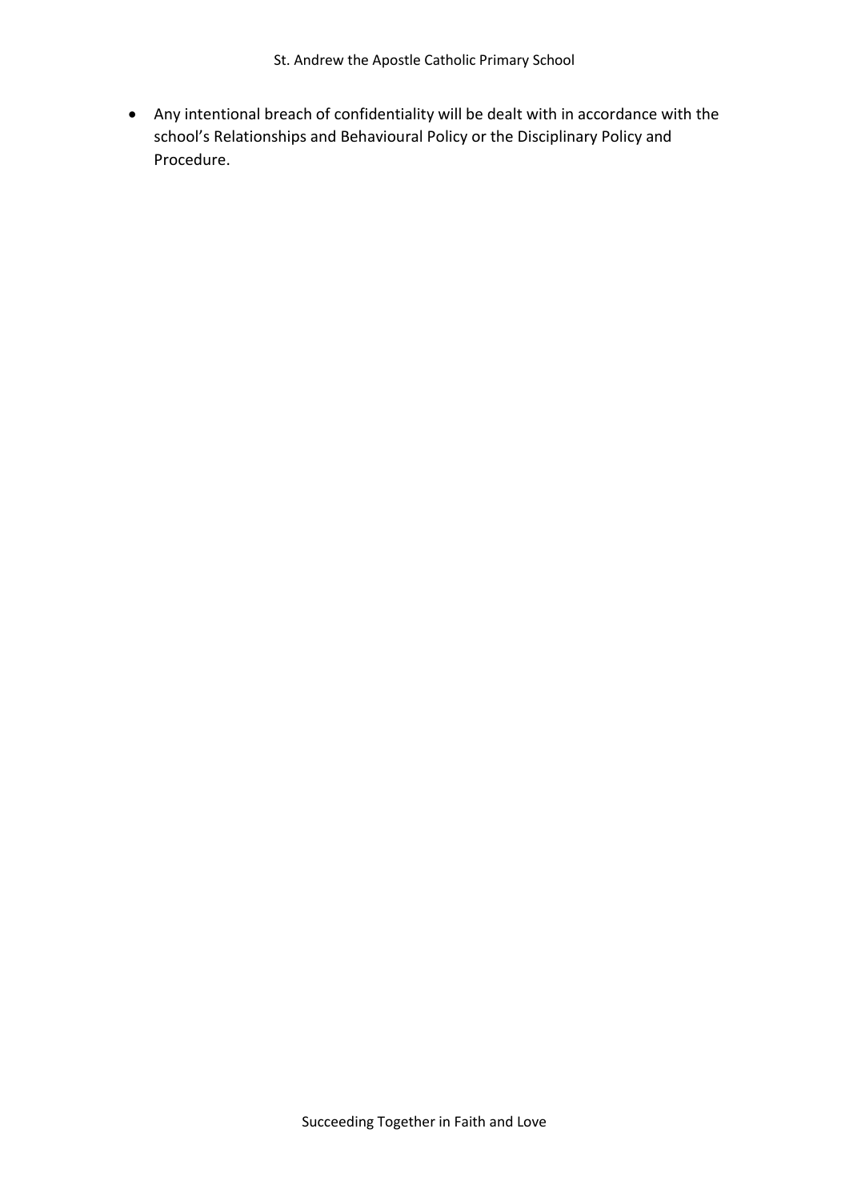- Any intentional breach of confidentiality will be dealt with in accordance with the school's Relationships and Behavioural Policy or the Disciplinary Policy and Procedure.